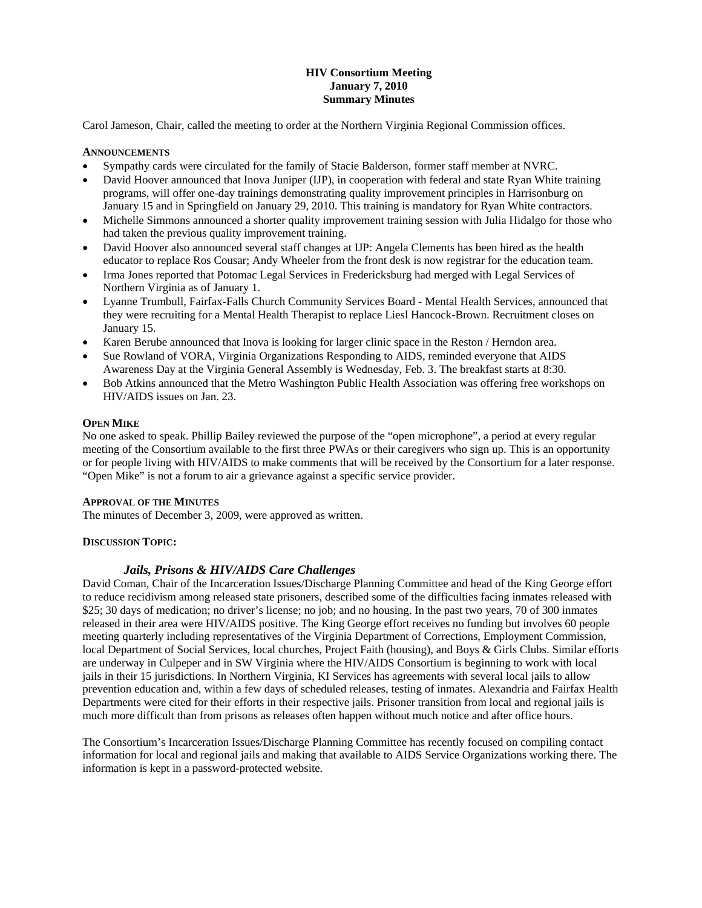# HIV Consortium Meeting
## January 7, 2010
## Summary Minutes

Carol Jameson, Chair, called the meeting to order at the Northern Virginia Regional Commission offices.

### ANNOUNCEMENTS

- Sympathy cards were circulated for the family of Stacie Balderson, former staff member at NVRC.
- David Hoover announced that Inova Juniper (IJP), in cooperation with federal and state Ryan White training programs, will offer one-day trainings demonstrating quality improvement principles in Harrisonburg on January 15 and in Springfield on January 29, 2010. This training is mandatory for Ryan White contractors.
- Michelle Simmons announced a shorter quality improvement training session with Julia Hidalgo for those who had taken the previous quality improvement training.
- David Hoover also announced several staff changes at IJP: Angela Clements has been hired as the health educator to replace Ros Cousar; Andy Wheeler from the front desk is now registrar for the education team.
- Irma Jones reported that Potomac Legal Services in Fredericksburg had merged with Legal Services of Northern Virginia as of January 1.
- Lyanne Trumbull, Fairfax-Falls Church Community Services Board - Mental Health Services, announced that they were recruiting for a Mental Health Therapist to replace Liesl Hancock-Brown. Recruitment closes on January 15.
- Karen Berube announced that Inova is looking for larger clinic space in the Reston / Herndon area.
- Sue Rowland of VORA, Virginia Organizations Responding to AIDS, reminded everyone that AIDS Awareness Day at the Virginia General Assembly is Wednesday, Feb. 3. The breakfast starts at 8:30.
- Bob Atkins announced that the Metro Washington Public Health Association was offering free workshops on HIV/AIDS issues on Jan. 23.

### OPEN MIKE

No one asked to speak. Phillip Bailey reviewed the purpose of the "open microphone", a period at every regular meeting of the Consortium available to the first three PWAs or their caregivers who sign up. This is an opportunity or for people living with HIV/AIDS to make comments that will be received by the Consortium for a later response. "Open Mike" is not a forum to air a grievance against a specific service provider.

### APPROVAL OF THE MINUTES

The minutes of December 3, 2009, were approved as written.

### DISCUSSION TOPIC:

#### *Jails, Prisons & HIV/AIDS Care Challenges*

David Coman, Chair of the Incarceration Issues/Discharge Planning Committee and head of the King George effort to reduce recidivism among released state prisoners, described some of the difficulties facing inmates released with \$25; 30 days of medication; no driver's license; no job; and no housing. In the past two years, 70 of 300 inmates released in their area were HIV/AIDS positive. The King George effort receives no funding but involves 60 people meeting quarterly including representatives of the Virginia Department of Corrections, Employment Commission, local Department of Social Services, local churches, Project Faith (housing), and Boys & Girls Clubs. Similar efforts are underway in Culpeper and in SW Virginia where the HIV/AIDS Consortium is beginning to work with local jails in their 15 jurisdictions. In Northern Virginia, KI Services has agreements with several local jails to allow prevention education and, within a few days of scheduled releases, testing of inmates. Alexandria and Fairfax Health Departments were cited for their efforts in their respective jails. Prisoner transition from local and regional jails is much more difficult than from prisons as releases often happen without much notice and after office hours.

The Consortium's Incarceration Issues/Discharge Planning Committee has recently focused on compiling contact information for local and regional jails and making that available to AIDS Service Organizations working there. The information is kept in a password-protected website.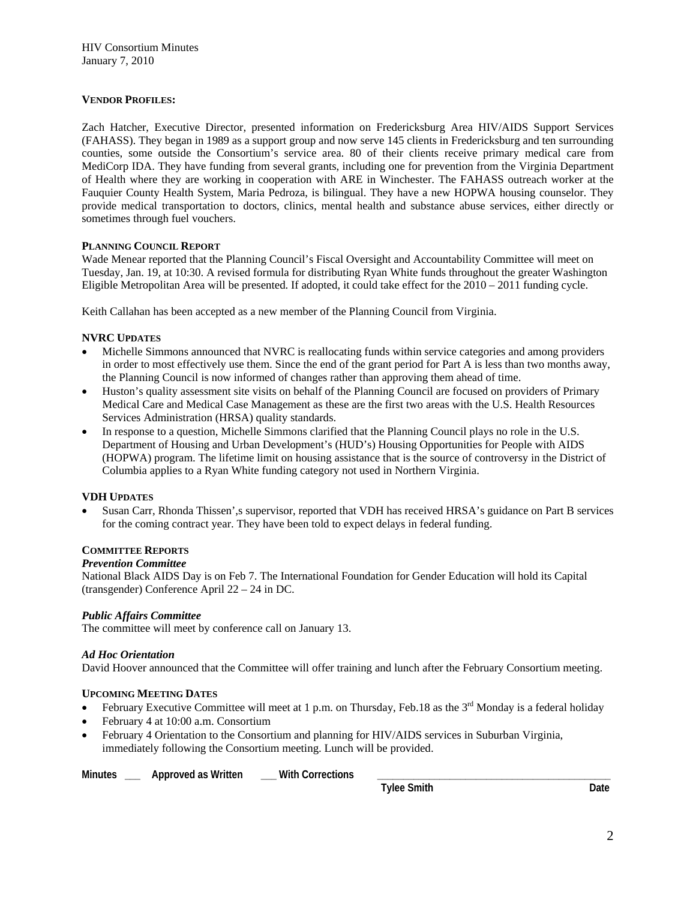### VENDOR PROFILES:

Zach Hatcher, Executive Director, presented information on Fredericksburg Area HIV/AIDS Support Services (FAHASS). They began in 1989 as a support group and now serve 145 clients in Fredericksburg and ten surrounding counties, some outside the Consortium's service area. 80 of their clients receive primary medical care from MediCorp IDA. They have funding from several grants, including one for prevention from the Virginia Department of Health where they are working in cooperation with ARE in Winchester. The FAHASS outreach worker at the Fauquier County Health System, Maria Pedroza, is bilingual. They have a new HOPWA housing counselor. They provide medical transportation to doctors, clinics, mental health and substance abuse services, either directly or sometimes through fuel vouchers.

### PLANNING COUNCIL REPORT

Wade Menear reported that the Planning Council's Fiscal Oversight and Accountability Committee will meet on Tuesday, Jan. 19, at 10:30. A revised formula for distributing Ryan White funds throughout the greater Washington Eligible Metropolitan Area will be presented. If adopted, it could take effect for the 2010 – 2011 funding cycle.

Keith Callahan has been accepted as a new member of the Planning Council from Virginia.

### NVRC UPDATES

- Michelle Simmons announced that NVRC is reallocating funds within service categories and among providers in order to most effectively use them. Since the end of the grant period for Part A is less than two months away, the Planning Council is now informed of changes rather than approving them ahead of time.
- Huston's quality assessment site visits on behalf of the Planning Council are focused on providers of Primary Medical Care and Medical Case Management as these are the first two areas with the U.S. Health Resources Services Administration (HRSA) quality standards.
- In response to a question, Michelle Simmons clarified that the Planning Council plays no role in the U.S. Department of Housing and Urban Development's (HUD's) Housing Opportunities for People with AIDS (HOPWA) program. The lifetime limit on housing assistance that is the source of controversy in the District of Columbia applies to a Ryan White funding category not used in Northern Virginia.

### VDH UPDATES

- Susan Carr, Rhonda Thissen',s supervisor, reported that VDH has received HRSA's guidance on Part B services for the coming contract year. They have been told to expect delays in federal funding.

### COMMITTEE REPORTS

***Prevention Committee***

National Black AIDS Day is on Feb 7. The International Foundation for Gender Education will hold its Capital (transgender) Conference April 22 – 24 in DC.

***Public Affairs Committee***

The committee will meet by conference call on January 13.

***Ad Hoc Orientation***

David Hoover announced that the Committee will offer training and lunch after the February Consortium meeting.

### UPCOMING MEETING DATES

- February Executive Committee will meet at 1 p.m. on Thursday, Feb.18 as the 3rd Monday is a federal holiday
- February 4 at 10:00 a.m. Consortium
- February 4 Orientation to the Consortium and planning for HIV/AIDS services in Suburban Virginia, immediately following the Consortium meeting. Lunch will be provided.

**Minutes \_\_\_ Approved as Written \_\_\_ With Corrections** \_\_\_\_\_\_\_\_\_\_\_\_\_\_\_\_\_\_\_\_\_\_\_\_\_\_\_\_\_\_\_\_\_\_\_\_\_\_\_\_

**Tylee Smith** **Date**